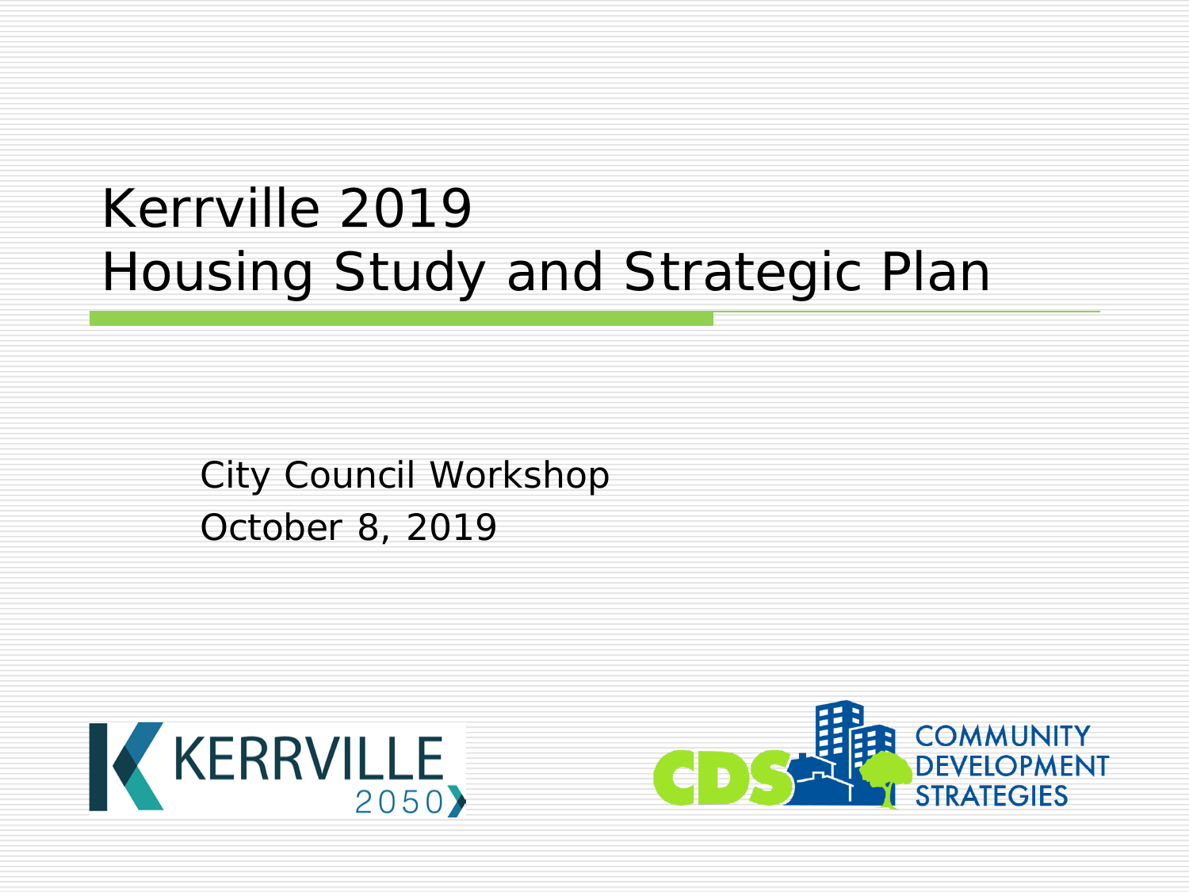# Kerrville 2019
# Housing Study and Strategic Plan

City Council Workshop

October 8, 2019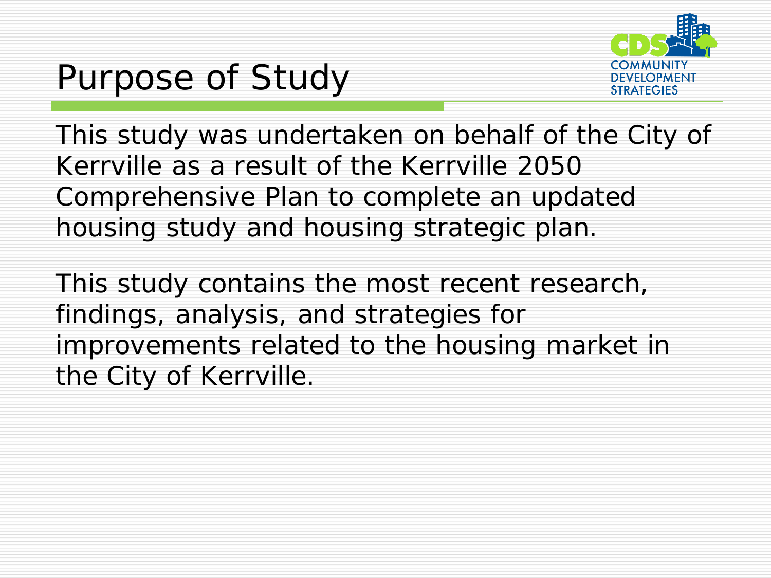# Purpose of Study

This study was undertaken on behalf of the City of Kerrville as a result of the Kerrville 2050 Comprehensive Plan to complete an updated housing study and housing strategic plan.

This study contains the most recent research, findings, analysis, and strategies for improvements related to the housing market in the City of Kerrville.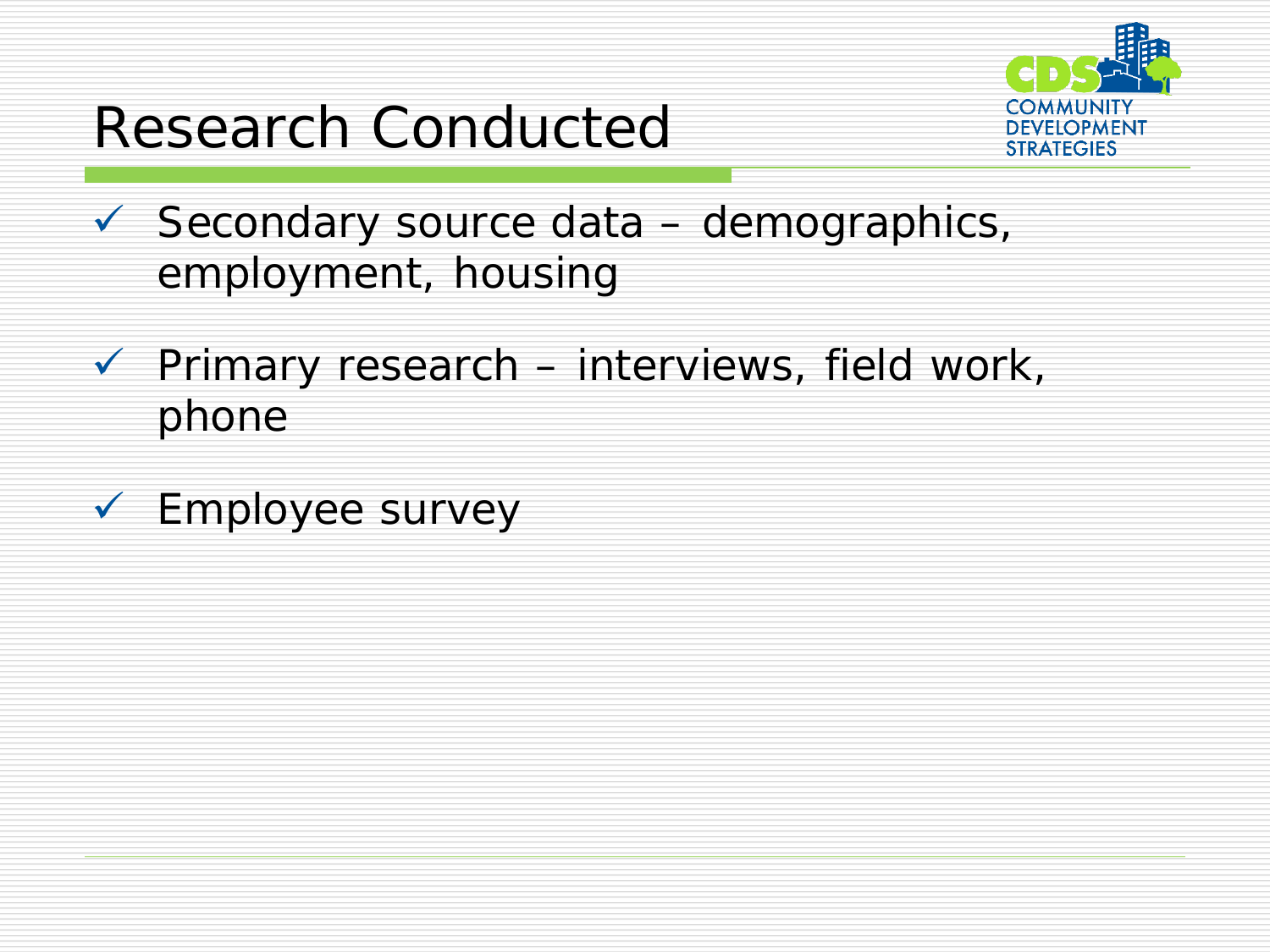# Research Conducted

- ✓ Secondary source data – demographics, employment, housing
- ✓ Primary research – interviews, field work, phone
- ✓ Employee survey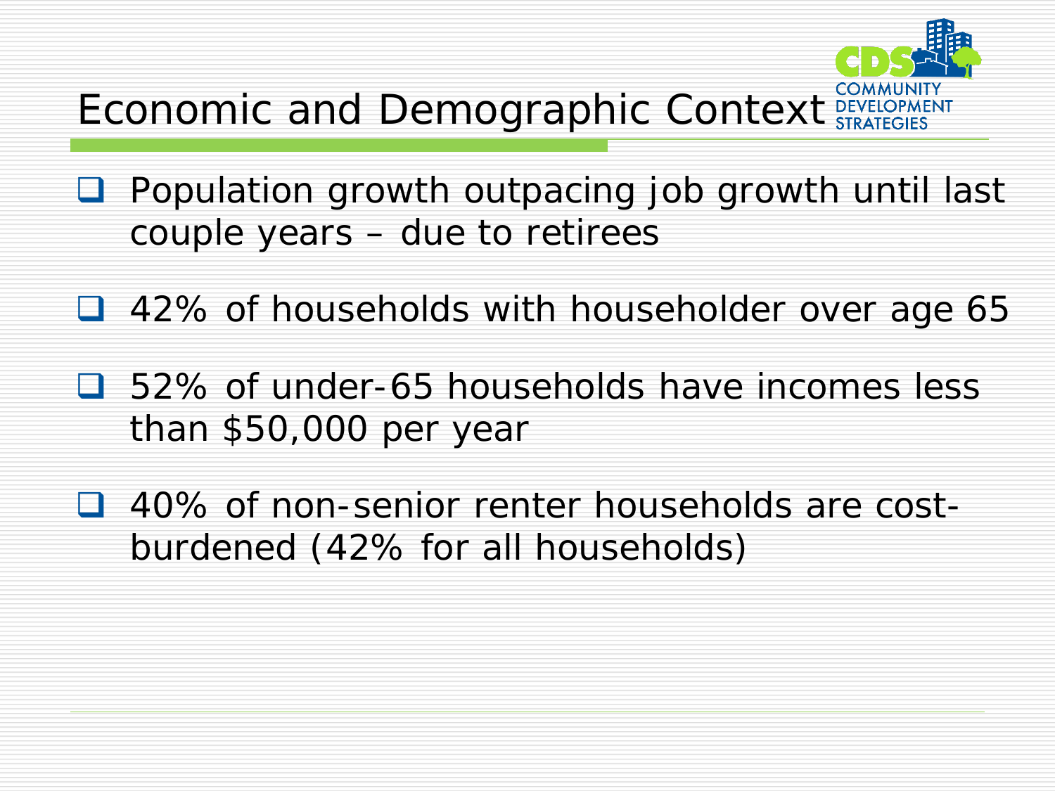# Economic and Demographic Context

- Population growth outpacing job growth until last couple years – due to retirees
- 42% of households with householder over age 65
- 52% of under-65 households have incomes less than $50,000 per year
- 40% of non-senior renter households are cost-burdened (42% for all households)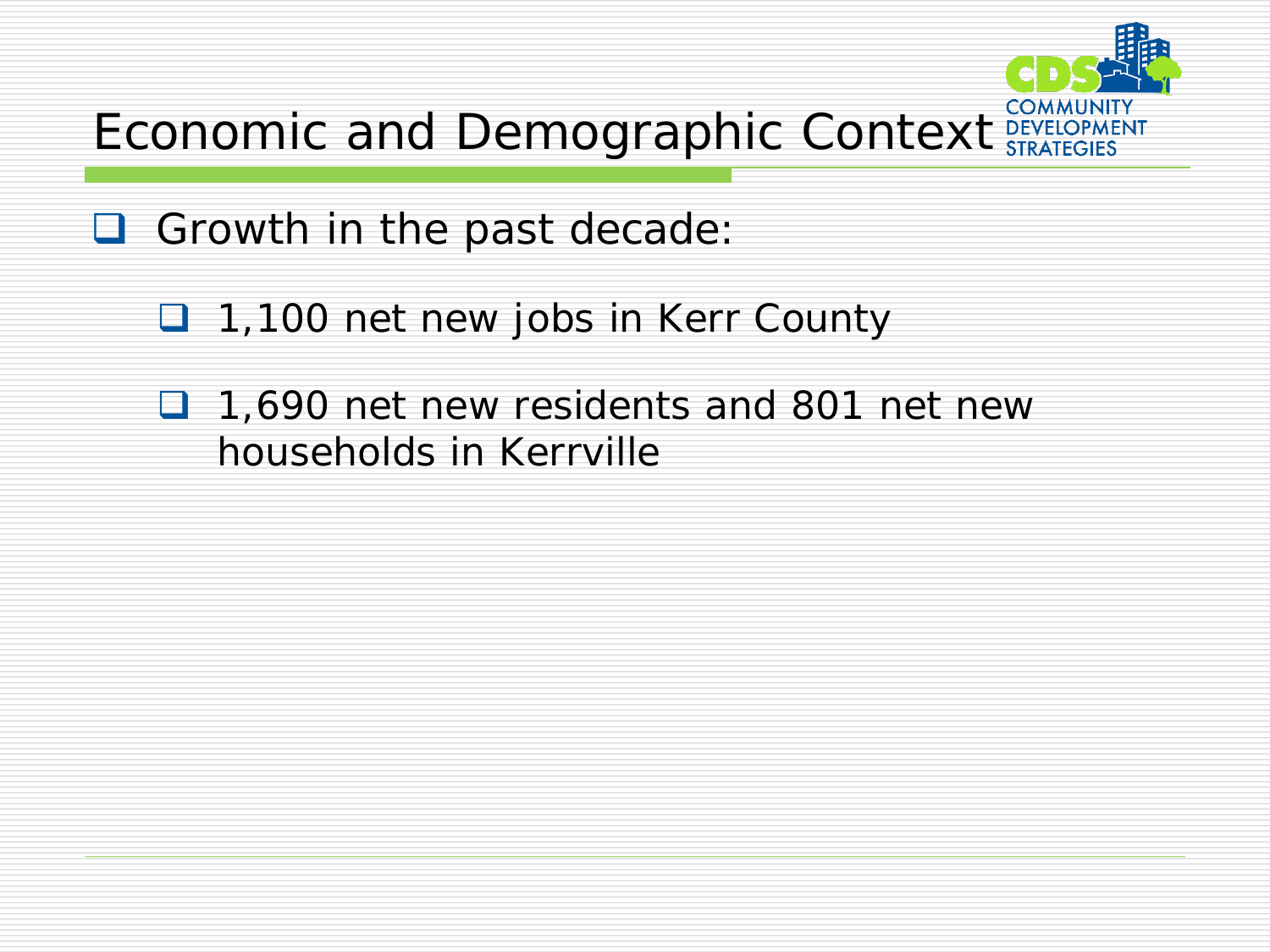# Economic and Demographic Context

- Growth in the past decade:
  - 1,100 net new jobs in Kerr County
  - 1,690 net new residents and 801 net new households in Kerrville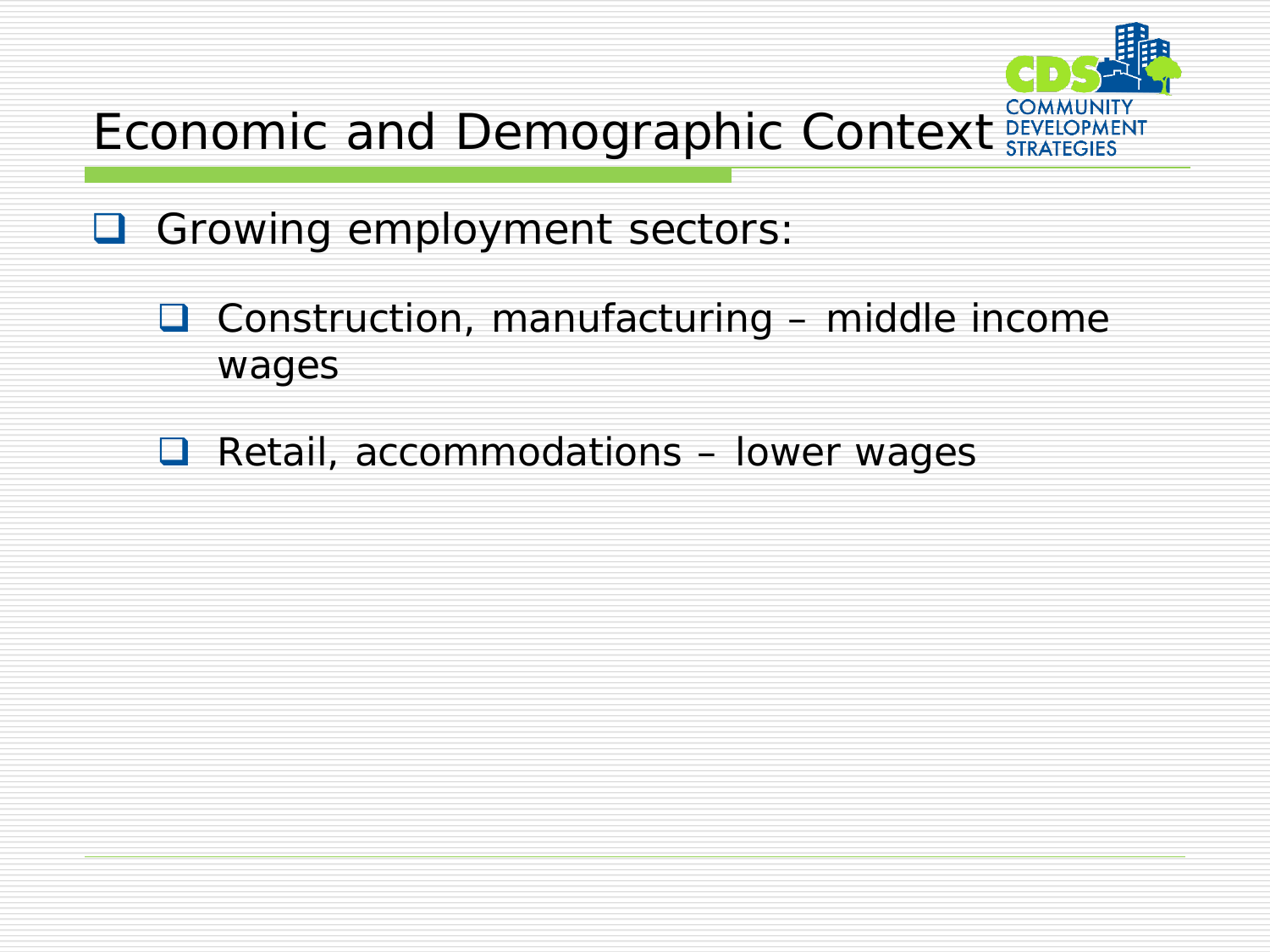# Economic and Demographic Context

- Growing employment sectors:
  - Construction, manufacturing – middle income wages
  - Retail, accommodations – lower wages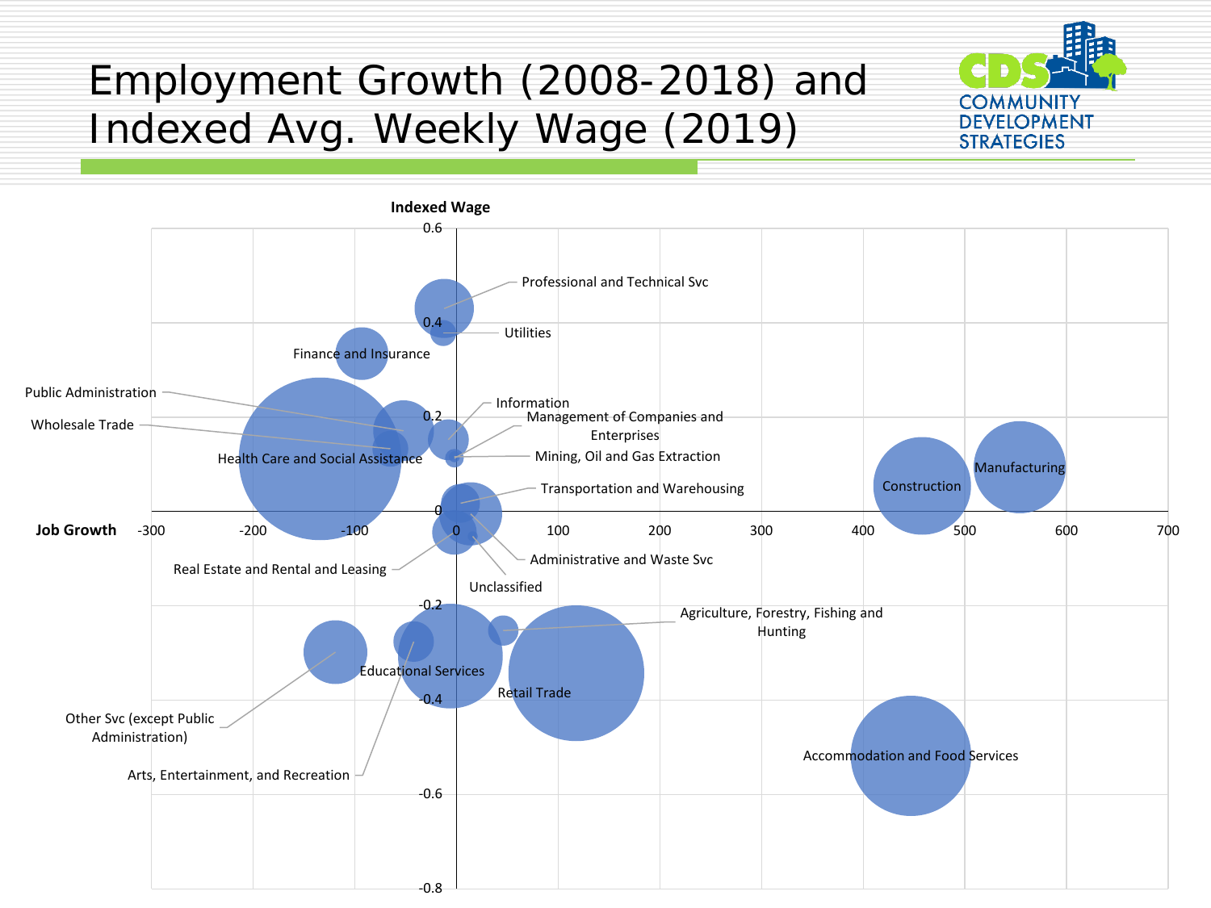# Employment Growth (2008-2018) and Indexed Avg. Weekly Wage (2019)

COMMUNITY DEVELOPMENT STRATEGIES

Indexed Wage

Job Growth

-300 -200 -100 0 100 200 300 400 500 600 700

0.6 0.4 0.2 0 -0.2 -0.4 -0.6 -0.8

Professional and Technical Svc

Utilities

Finance and Insurance

Public Administration

Wholesale Trade

Information

Management of Companies and Enterprises

Health Care and Social Assistance

Mining, Oil and Gas Extraction

Manufacturing

Construction

Transportation and Warehousing

Administrative and Waste Svc

Real Estate and Rental and Leasing

Unclassified

Agriculture, Forestry, Fishing and Hunting

Educational Services

Retail Trade

Other Svc (except Public Administration)

Arts, Entertainment, and Recreation

Accommodation and Food Services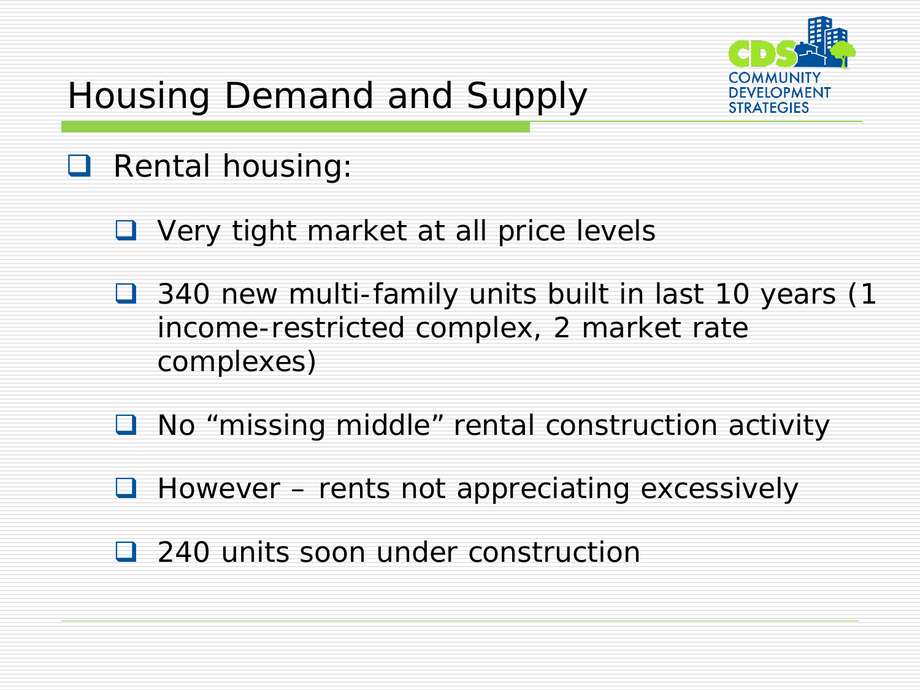# Housing Demand and Supply

- Rental housing:
  - Very tight market at all price levels
  - 340 new multi-family units built in last 10 years (1 income-restricted complex, 2 market rate complexes)
  - No “missing middle” rental construction activity
  - However – rents not appreciating excessively
  - 240 units soon under construction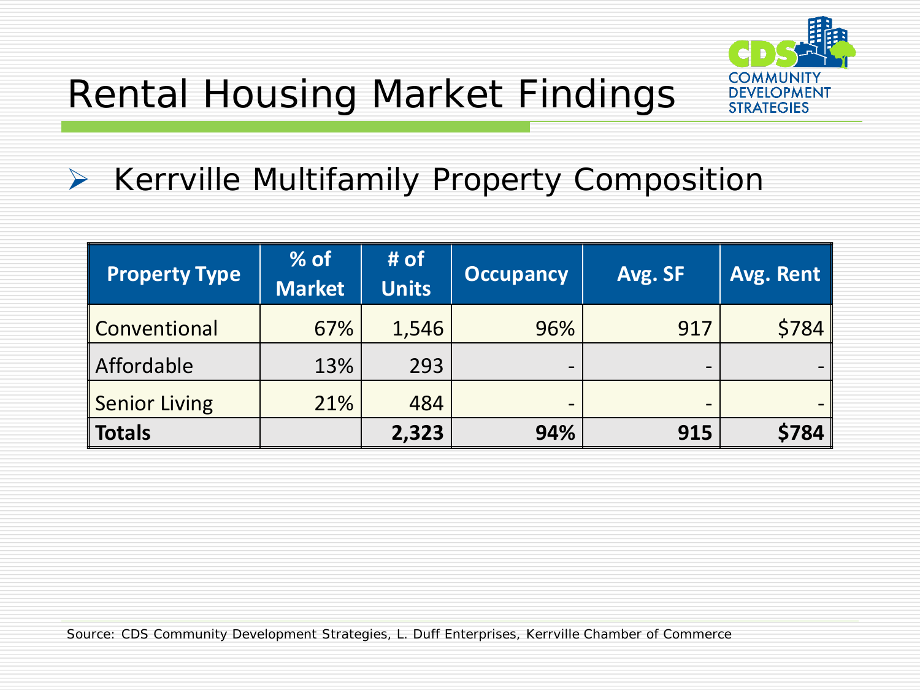# Rental Housing Market Findings

- Kerrville Multifamily Property Composition

| Property Type | % of Market | # of Units | Occupancy | Avg. SF | Avg. Rent |
|---|---|---|---|---|---|
| Conventional | 67% | 1,546 | 96% | 917 | $784 |
| Affordable | 13% | 293 | - | - | - |
| Senior Living | 21% | 484 | - | - | - |
| **Totals** | | **2,323** | **94%** | **915** | **$784** |

Source: CDS Community Development Strategies, L. Duff Enterprises, Kerrville Chamber of Commerce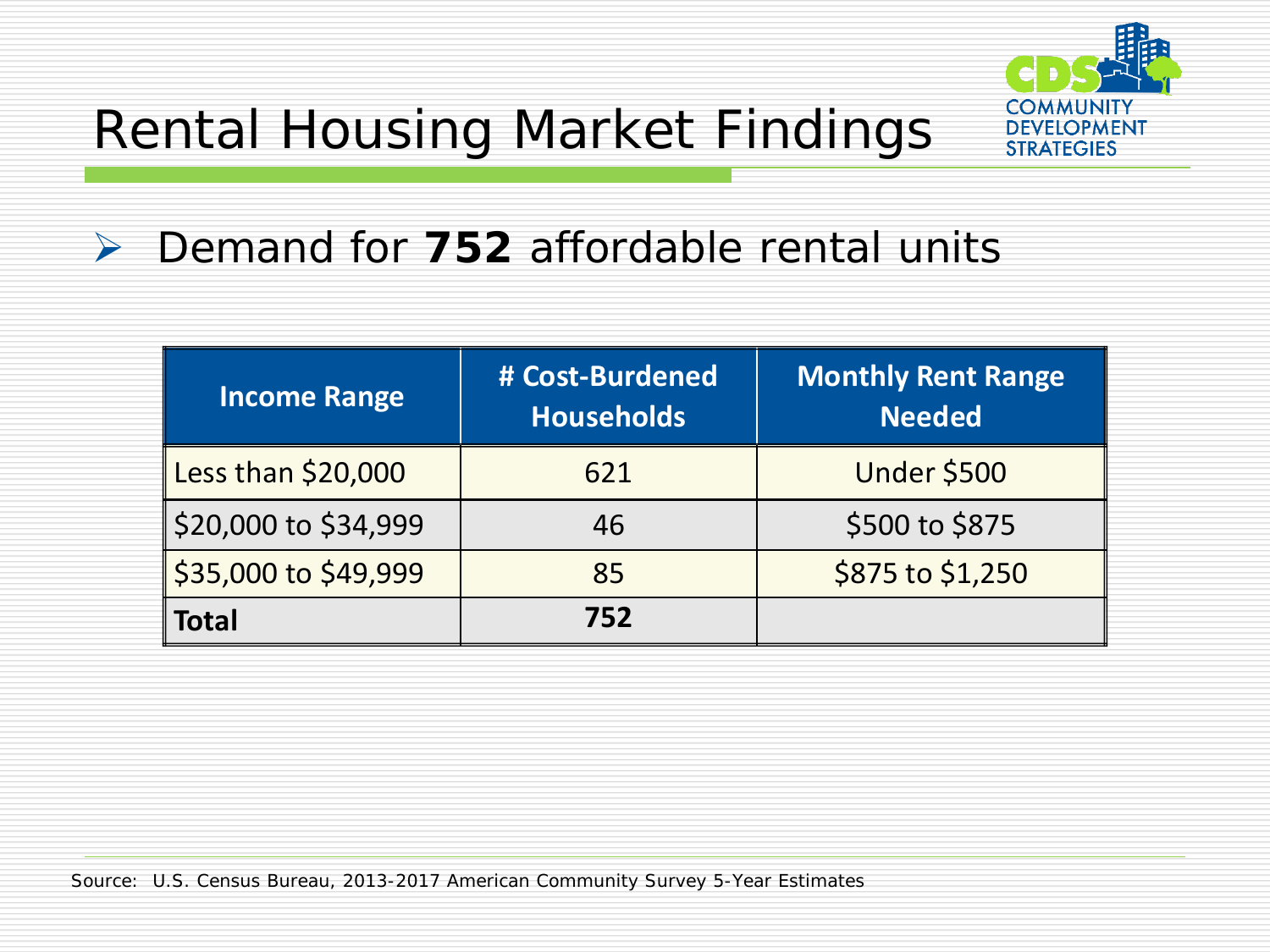# Rental Housing Market Findings

- Demand for **752** affordable rental units

| Income Range | # Cost-Burdened Households | Monthly Rent Range Needed |
|---|---|---|
| Less than $20,000 | 621 | Under $500 |
| $20,000 to $34,999 | 46 | $500 to $875 |
| $35,000 to $49,999 | 85 | $875 to $1,250 |
| **Total** | **752** | |

Source: U.S. Census Bureau, 2013-2017 American Community Survey 5-Year Estimates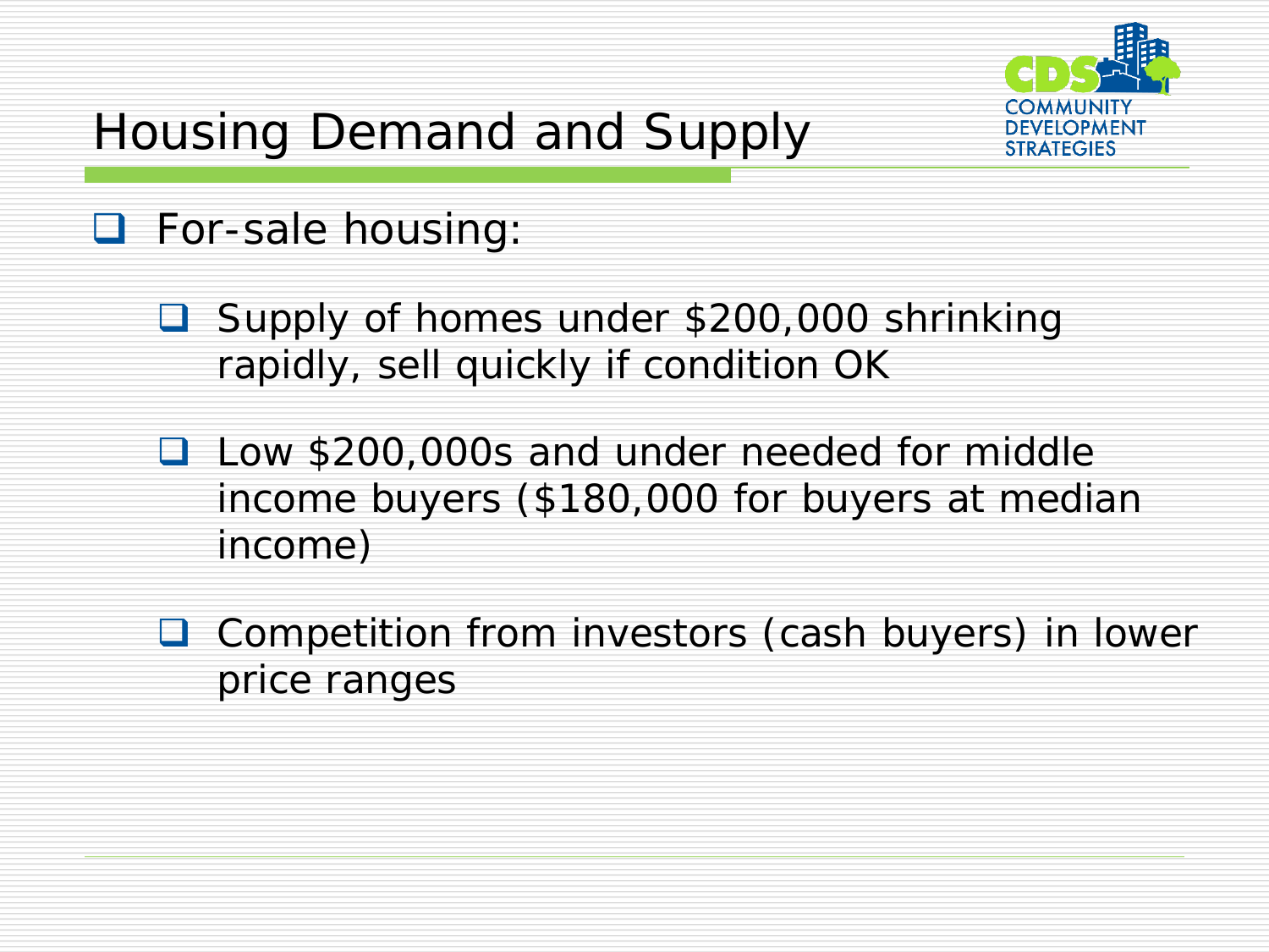# Housing Demand and Supply

- For-sale housing:
  - Supply of homes under $200,000 shrinking rapidly, sell quickly if condition OK
  - Low $200,000s and under needed for middle income buyers ($180,000 for buyers at median income)
  - Competition from investors (cash buyers) in lower price ranges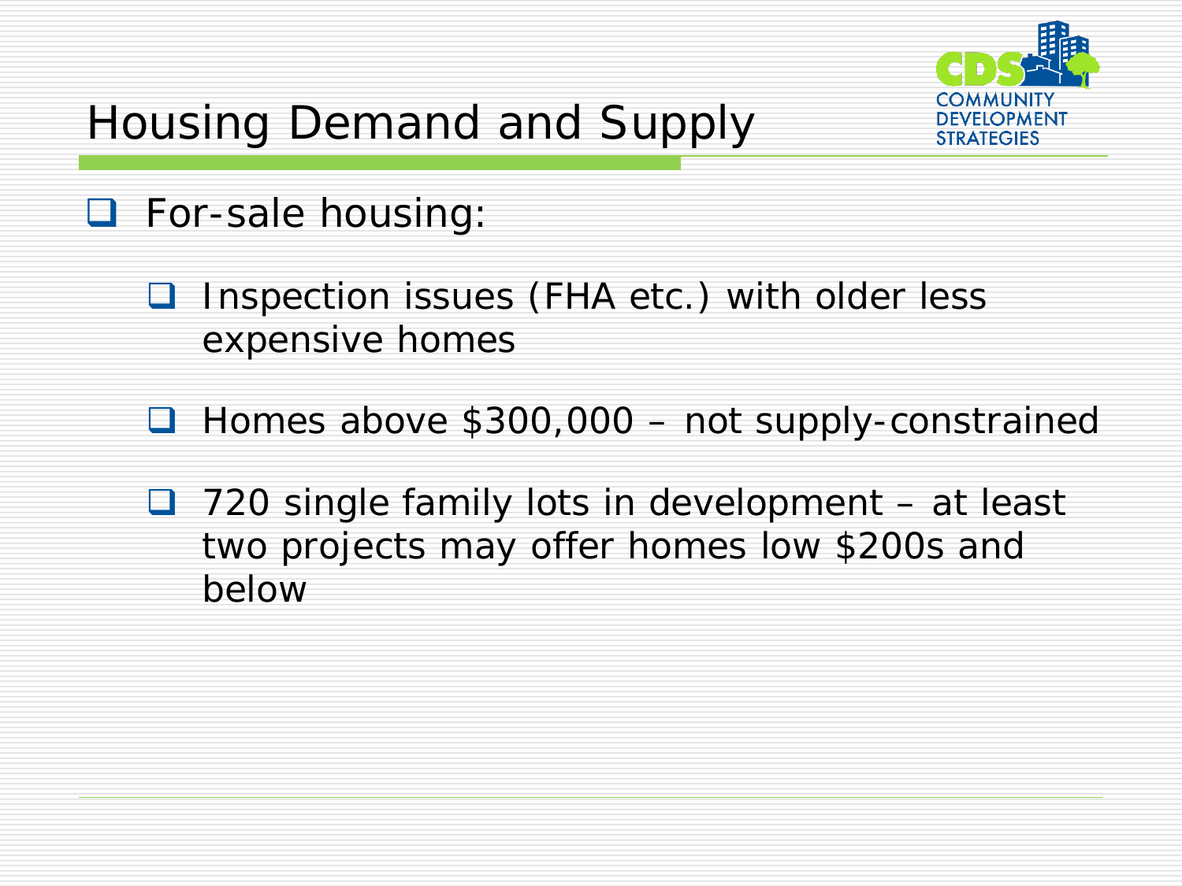# Housing Demand and Supply

- For-sale housing:
  - Inspection issues (FHA etc.) with older less expensive homes
  - Homes above $300,000 – not supply-constrained
  - 720 single family lots in development – at least two projects may offer homes low $200s and below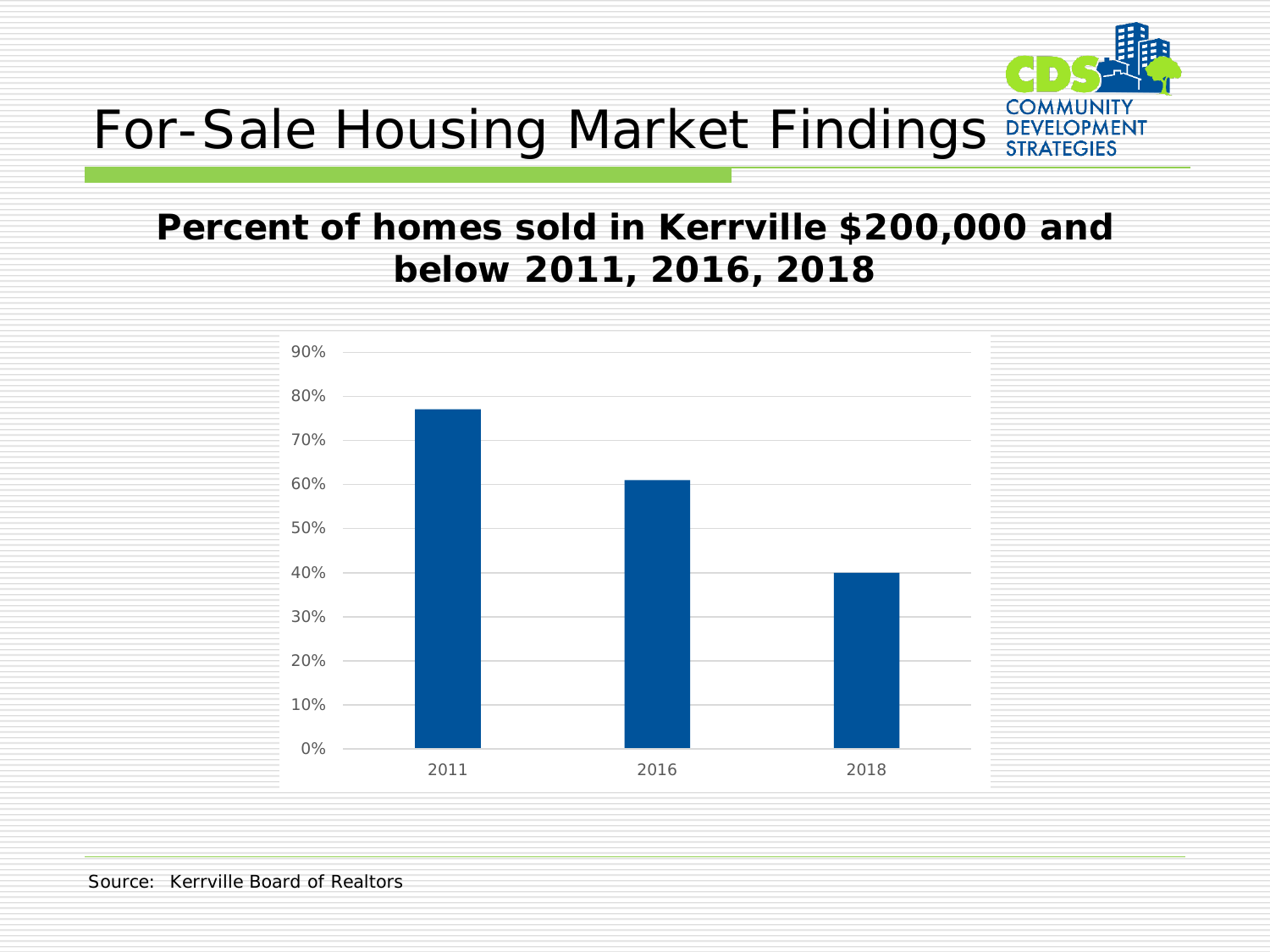# For-Sale Housing Market Findings

COMMUNITY DEVELOPMENT STRATEGIES

## Percent of homes sold in Kerrville $200,000 and below 2011, 2016, 2018

| Year | Percent |
|---|---|
| 2011 | 77% |
| 2016 | 61% |
| 2018 | 40% |

Source: Kerrville Board of Realtors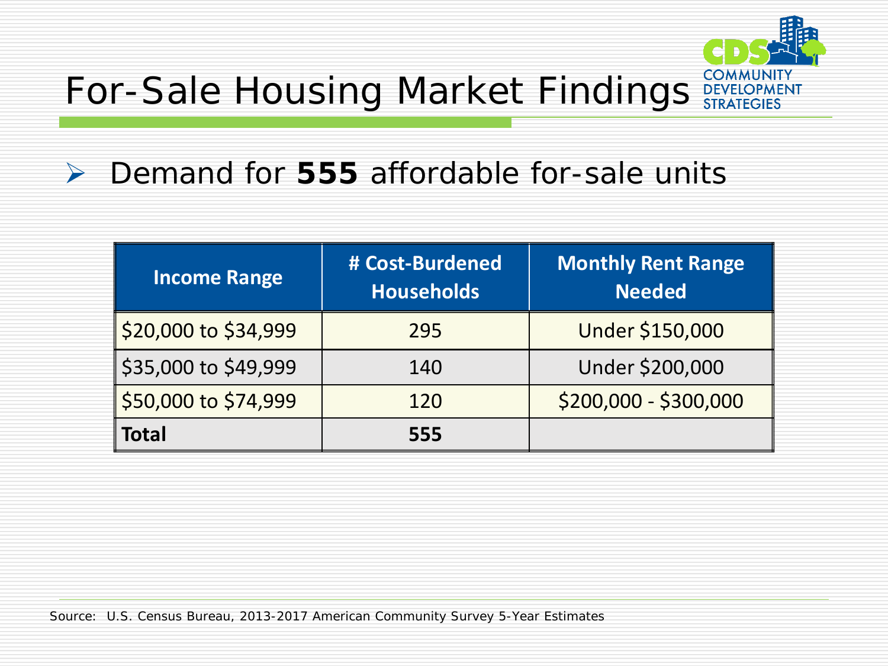# For-Sale Housing Market Findings

- Demand for **555** affordable for-sale units

| Income Range | # Cost-Burdened Households | Monthly Rent Range Needed |
|---|---|---|
| $20,000 to $34,999 | 295 | Under $150,000 |
| $35,000 to $49,999 | 140 | Under $200,000 |
| $50,000 to $74,999 | 120 | $200,000 - $300,000 |
| **Total** | **555** | |

Source: U.S. Census Bureau, 2013-2017 American Community Survey 5-Year Estimates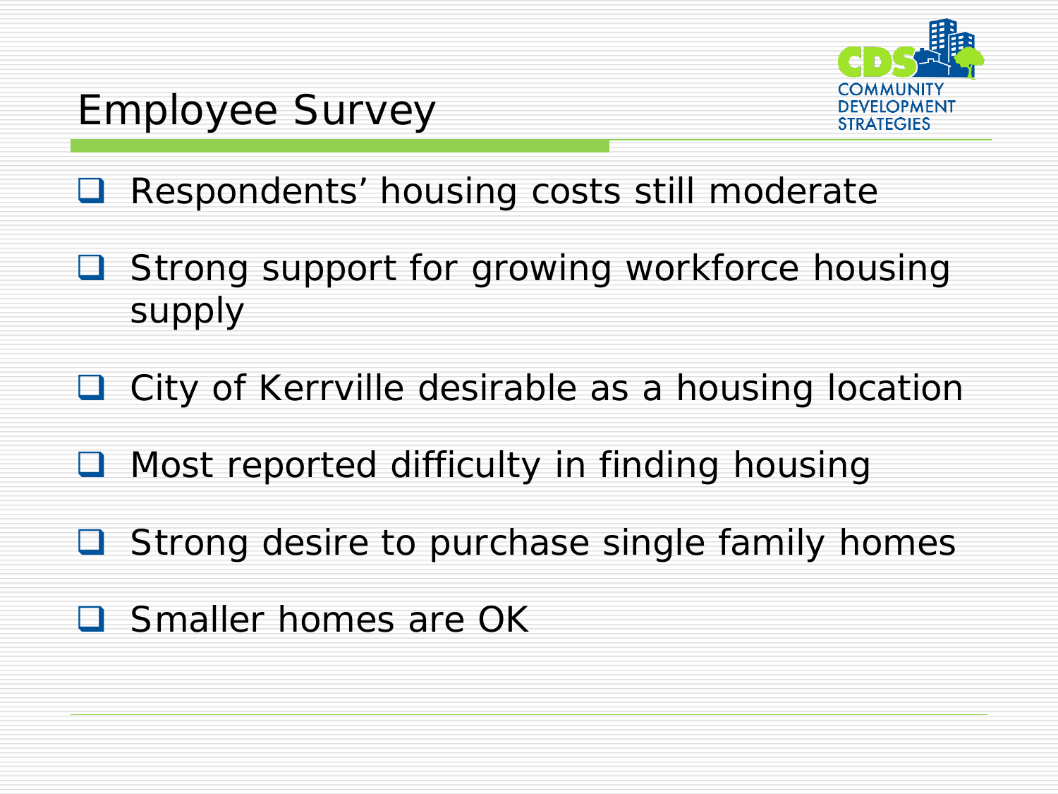# Employee Survey

- Respondents' housing costs still moderate
- Strong support for growing workforce housing supply
- City of Kerrville desirable as a housing location
- Most reported difficulty in finding housing
- Strong desire to purchase single family homes
- Smaller homes are OK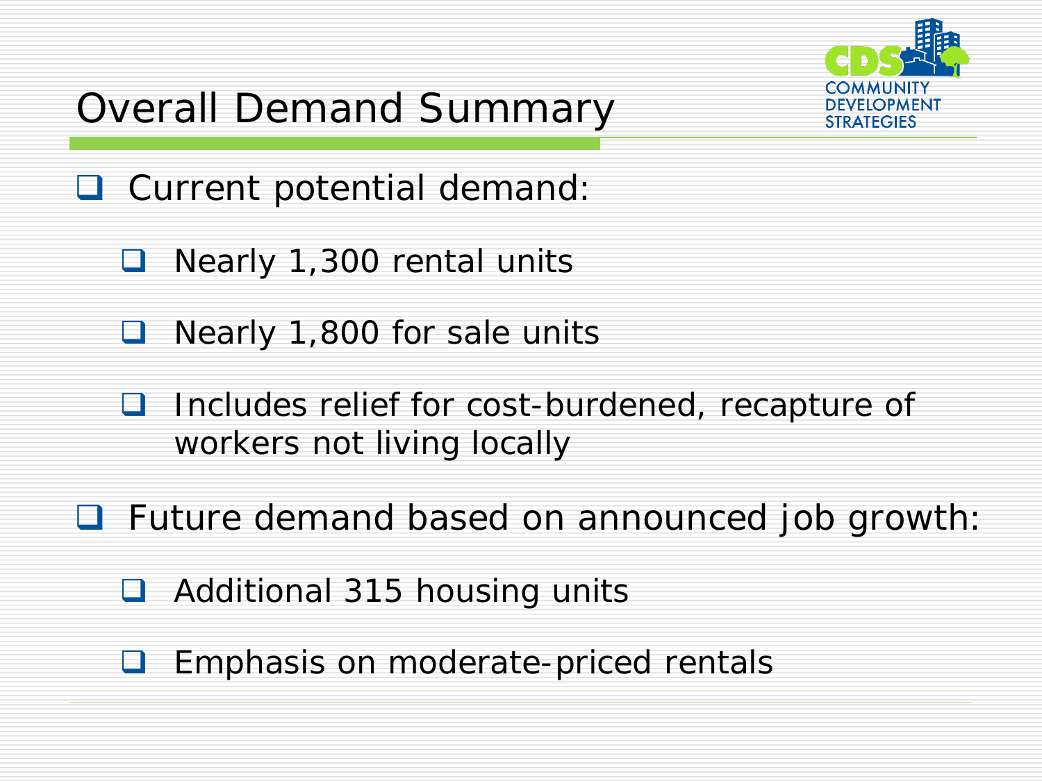# Overall Demand Summary

- Current potential demand:
  - Nearly 1,300 rental units
  - Nearly 1,800 for sale units
  - Includes relief for cost-burdened, recapture of workers not living locally
- Future demand based on announced job growth:
  - Additional 315 housing units
  - Emphasis on moderate-priced rentals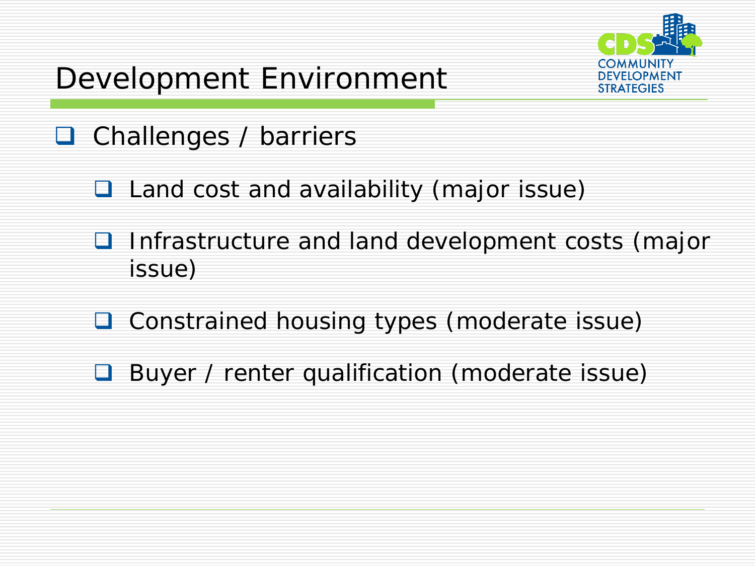# Development Environment

- Challenges / barriers
  - Land cost and availability (major issue)
  - Infrastructure and land development costs (major issue)
  - Constrained housing types (moderate issue)
  - Buyer / renter qualification (moderate issue)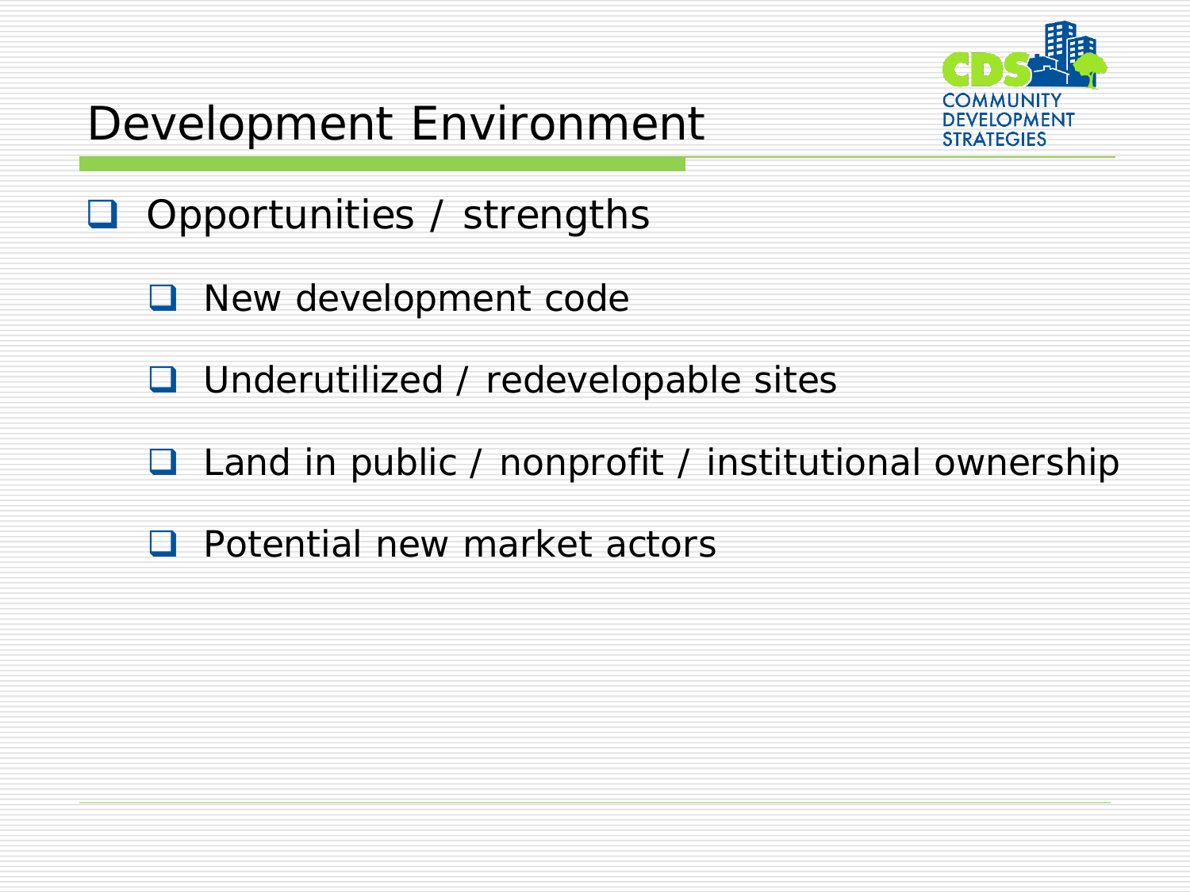# Development Environment

- Opportunities / strengths
  - New development code
  - Underutilized / redevelopable sites
  - Land in public / nonprofit / institutional ownership
  - Potential new market actors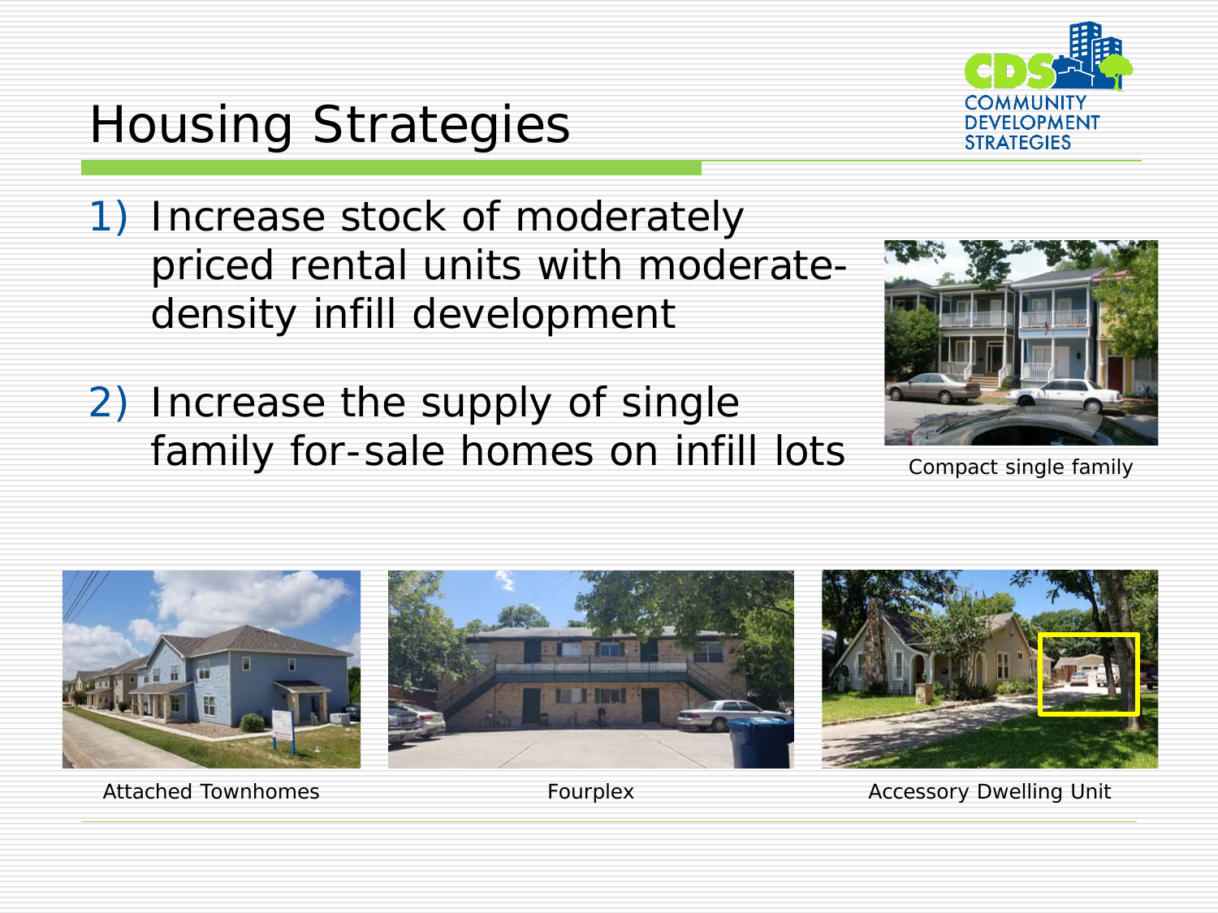# Housing Strategies

1) Increase stock of moderately priced rental units with moderate-density infill development

2) Increase the supply of single family for-sale homes on infill lots

Compact single family

Attached Townhomes

Fourplex

Accessory Dwelling Unit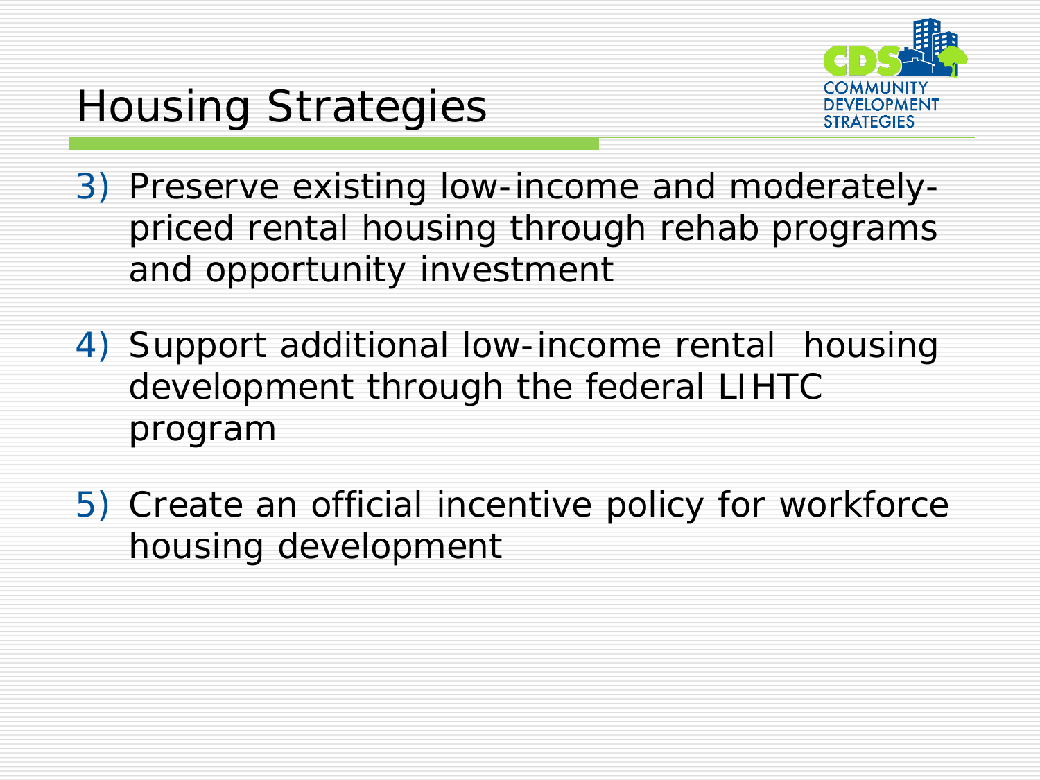# Housing Strategies

3) Preserve existing low-income and moderately-priced rental housing through rehab programs and opportunity investment

4) Support additional low-income rental housing development through the federal LIHTC program

5) Create an official incentive policy for workforce housing development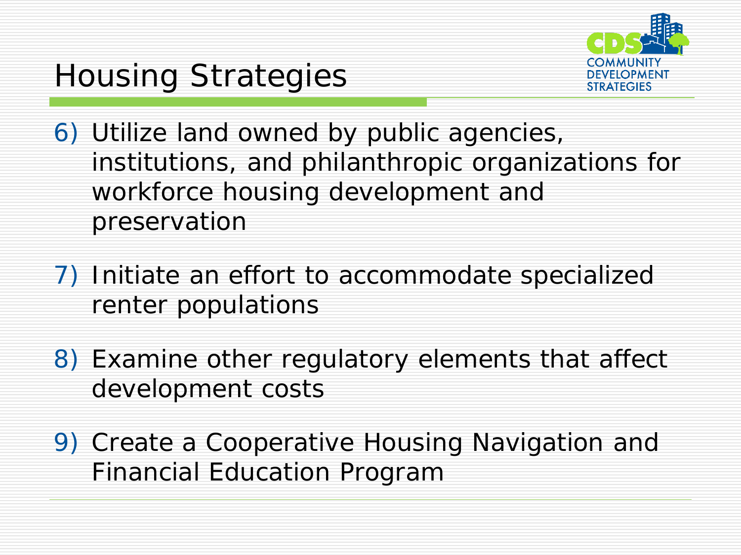# Housing Strategies

6) Utilize land owned by public agencies, institutions, and philanthropic organizations for workforce housing development and preservation

7) Initiate an effort to accommodate specialized renter populations

8) Examine other regulatory elements that affect development costs

9) Create a Cooperative Housing Navigation and Financial Education Program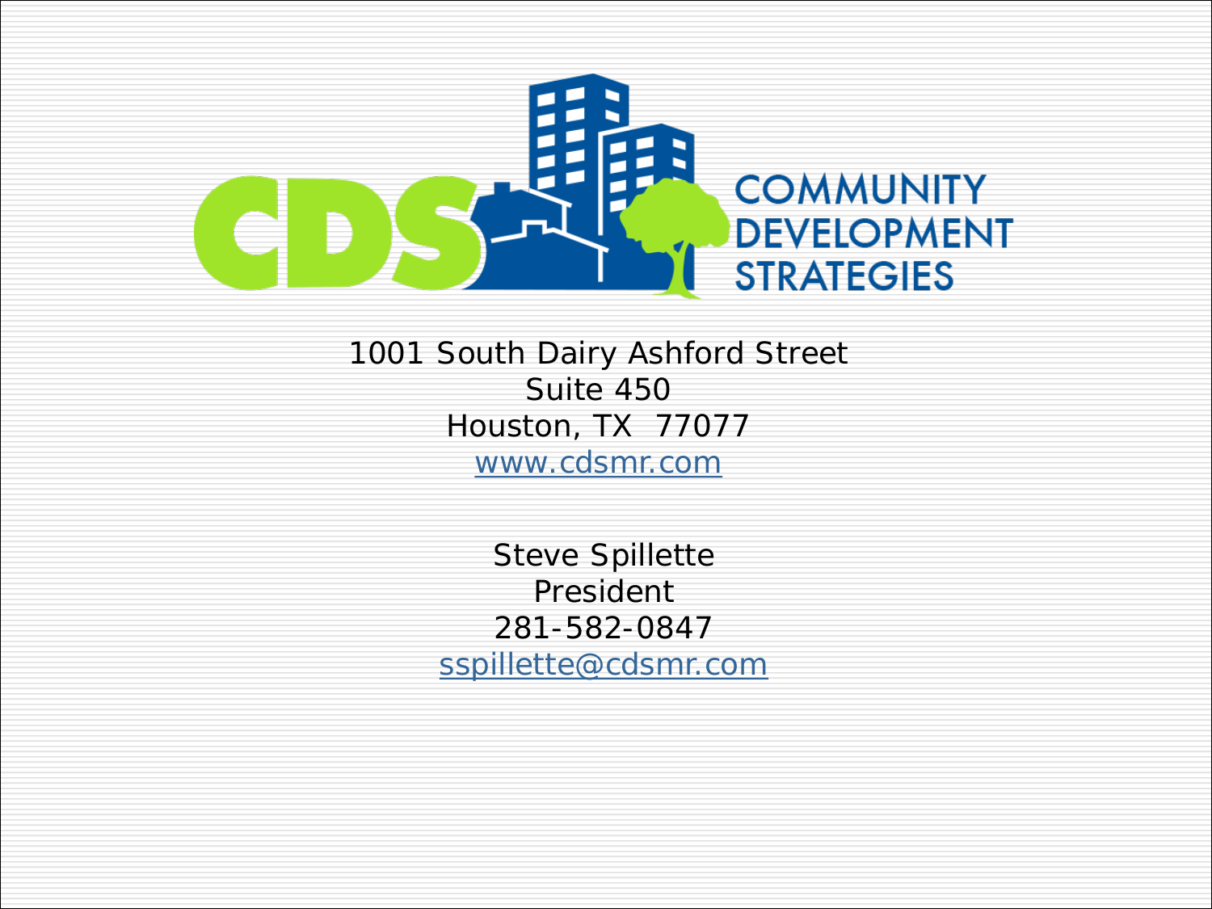CDS COMMUNITY DEVELOPMENT STRATEGIES

1001 South Dairy Ashford Street
Suite 450
Houston, TX 77077
www.cdsmr.com

Steve Spillette
President
281-582-0847
sspillette@cdsmr.com